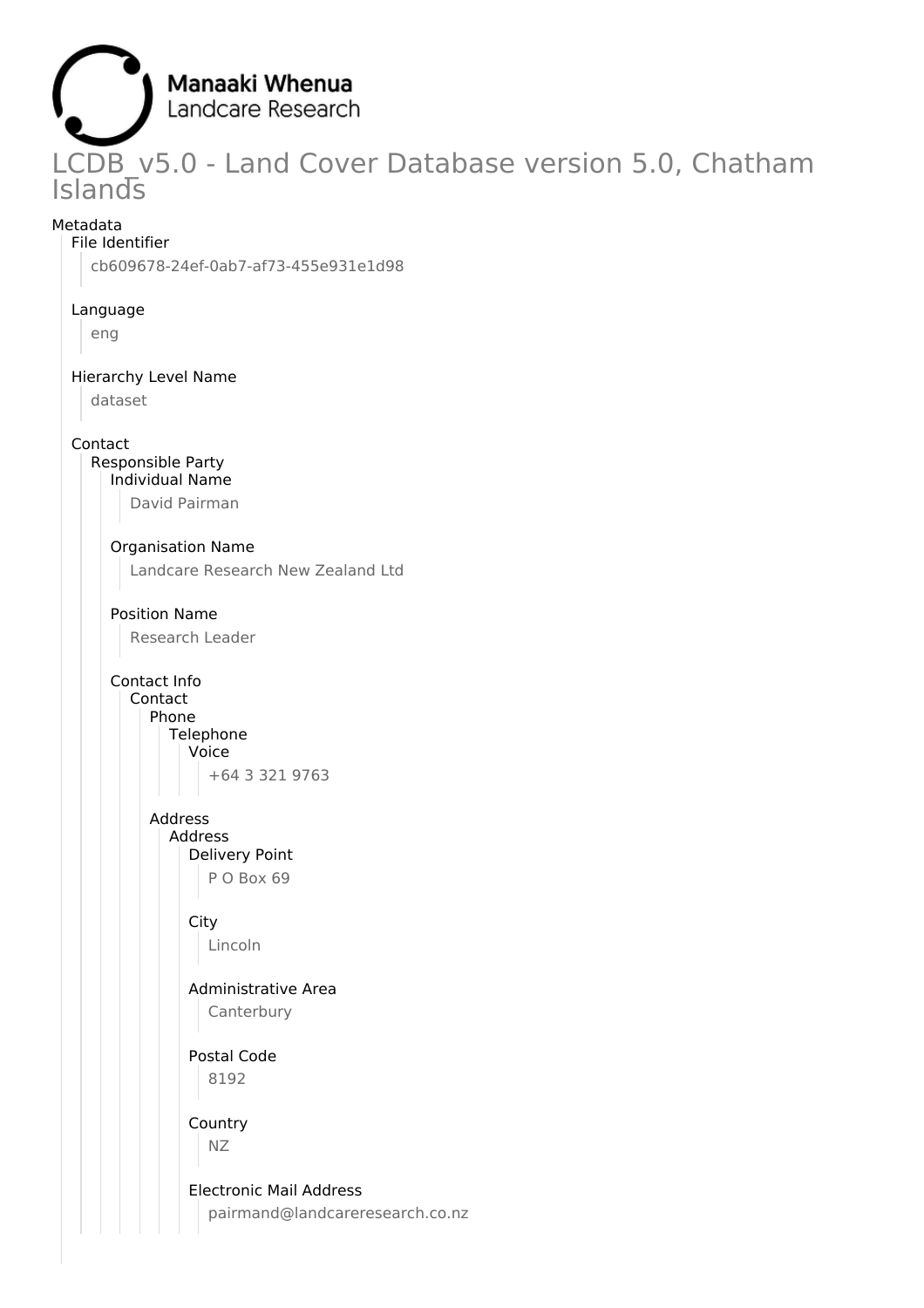Manaaki Whenua
Landcare Research

# LCDB_v5.0 - Land Cover Database version 5.0, Chatham Islands

Metadata

- File Identifier
  - cb609678-24ef-0ab7-af73-455e931e1d98
- Language
  - eng
- Hierarchy Level Name
  - dataset
- Contact
  - Responsible Party
    - Individual Name
      - David Pairman
    - Organisation Name
      - Landcare Research New Zealand Ltd
    - Position Name
      - Research Leader
    - Contact Info
      - Contact
        - Phone
          - Telephone
            - Voice
              - +64 3 321 9763
        - Address
          - Address
            - Delivery Point
              - P O Box 69
            - City
              - Lincoln
            - Administrative Area
              - Canterbury
            - Postal Code
              - 8192
            - Country
              - NZ
            - Electronic Mail Address
              - pairmand@landcareresearch.co.nz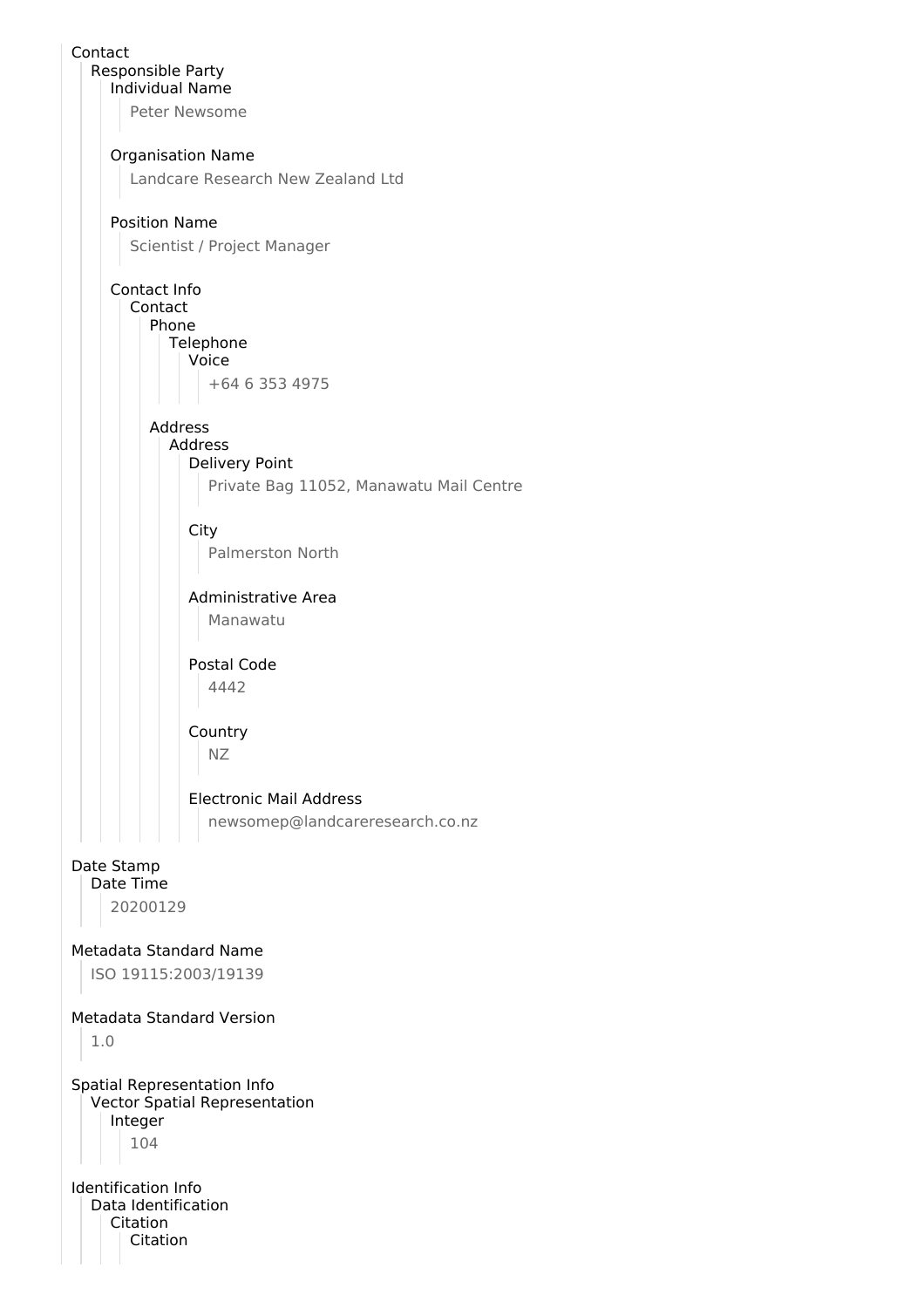Contact
- Responsible Party
  - Individual Name
    - Peter Newsome
  - Organisation Name
    - Landcare Research New Zealand Ltd
  - Position Name
    - Scientist / Project Manager
  - Contact Info
    - Contact
      - Phone
        - Telephone
          - Voice
            - +64 6 353 4975
      - Address
        - Address
          - Delivery Point
            - Private Bag 11052, Manawatu Mail Centre
          - City
            - Palmerston North
          - Administrative Area
            - Manawatu
          - Postal Code
            - 4442
          - Country
            - NZ
          - Electronic Mail Address
            - newsomep@landcareresearch.co.nz

Date Stamp
- Date Time
  - 20200129

Metadata Standard Name
- ISO 19115:2003/19139

Metadata Standard Version
- 1.0

Spatial Representation Info
- Vector Spatial Representation
  - Integer
    - 104

Identification Info
- Data Identification
  - Citation
    - Citation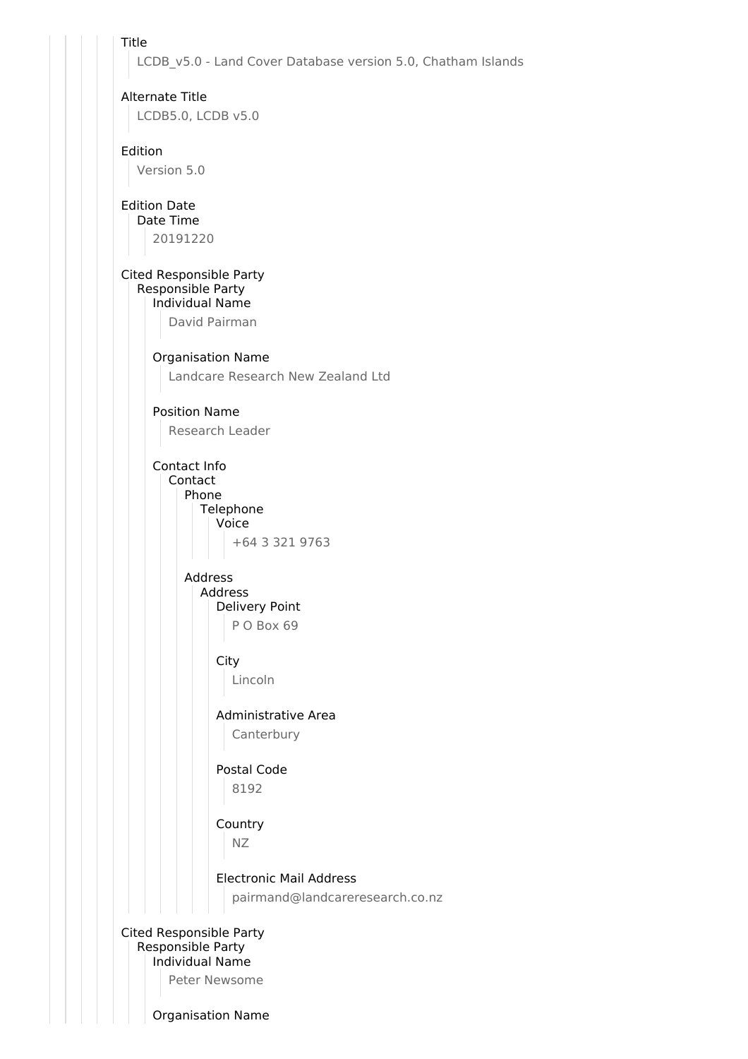Title

LCDB_v5.0 - Land Cover Database version 5.0, Chatham Islands

Alternate Title

LCDB5.0, LCDB v5.0

Edition

Version 5.0

Edition Date

Date Time

20191220

Cited Responsible Party

Responsible Party

Individual Name

David Pairman

Organisation Name

Landcare Research New Zealand Ltd

Position Name

Research Leader

Contact Info

Contact

Phone

Telephone

Voice

+64 3 321 9763

Address

Address

Delivery Point

P O Box 69

City

Lincoln

Administrative Area

Canterbury

Postal Code

8192

Country

NZ

Electronic Mail Address

pairmand@landcareresearch.co.nz

Cited Responsible Party

Responsible Party

Individual Name

Peter Newsome

Organisation Name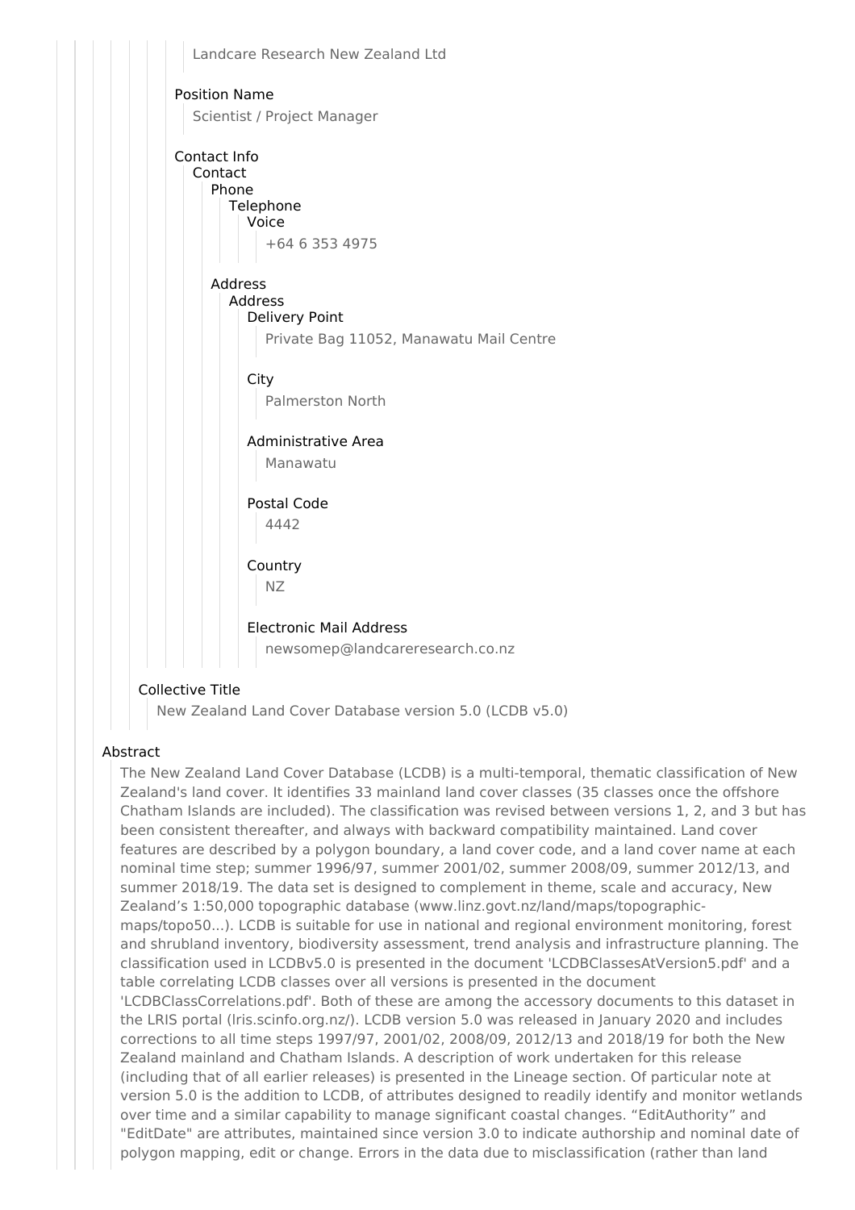Landcare Research New Zealand Ltd

Position Name

Scientist / Project Manager

Contact Info

Contact

Phone

Telephone

Voice

+64 6 353 4975

Address

Address

Delivery Point

Private Bag 11052, Manawatu Mail Centre

City

Palmerston North

Administrative Area

Manawatu

Postal Code

4442

Country

NZ

Electronic Mail Address

newsomep@landcareresearch.co.nz

Collective Title

New Zealand Land Cover Database version 5.0 (LCDB v5.0)

Abstract

The New Zealand Land Cover Database (LCDB) is a multi-temporal, thematic classification of New Zealand's land cover. It identifies 33 mainland land cover classes (35 classes once the offshore Chatham Islands are included). The classification was revised between versions 1, 2, and 3 but has been consistent thereafter, and always with backward compatibility maintained. Land cover features are described by a polygon boundary, a land cover code, and a land cover name at each nominal time step; summer 1996/97, summer 2001/02, summer 2008/09, summer 2012/13, and summer 2018/19. The data set is designed to complement in theme, scale and accuracy, New Zealand's 1:50,000 topographic database (www.linz.govt.nz/land/maps/topographic-maps/topo50...). LCDB is suitable for use in national and regional environment monitoring, forest and shrubland inventory, biodiversity assessment, trend analysis and infrastructure planning. The classification used in LCDBv5.0 is presented in the document 'LCDBClassesAtVersion5.pdf' and a table correlating LCDB classes over all versions is presented in the document 'LCDBClassCorrelations.pdf'. Both of these are among the accessory documents to this dataset in the LRIS portal (lris.scinfo.org.nz/). LCDB version 5.0 was released in January 2020 and includes corrections to all time steps 1997/97, 2001/02, 2008/09, 2012/13 and 2018/19 for both the New Zealand mainland and Chatham Islands. A description of work undertaken for this release (including that of all earlier releases) is presented in the Lineage section. Of particular note at version 5.0 is the addition to LCDB, of attributes designed to readily identify and monitor wetlands over time and a similar capability to manage significant coastal changes. "EditAuthority" and "EditDate" are attributes, maintained since version 3.0 to indicate authorship and nominal date of polygon mapping, edit or change. Errors in the data due to misclassification (rather than land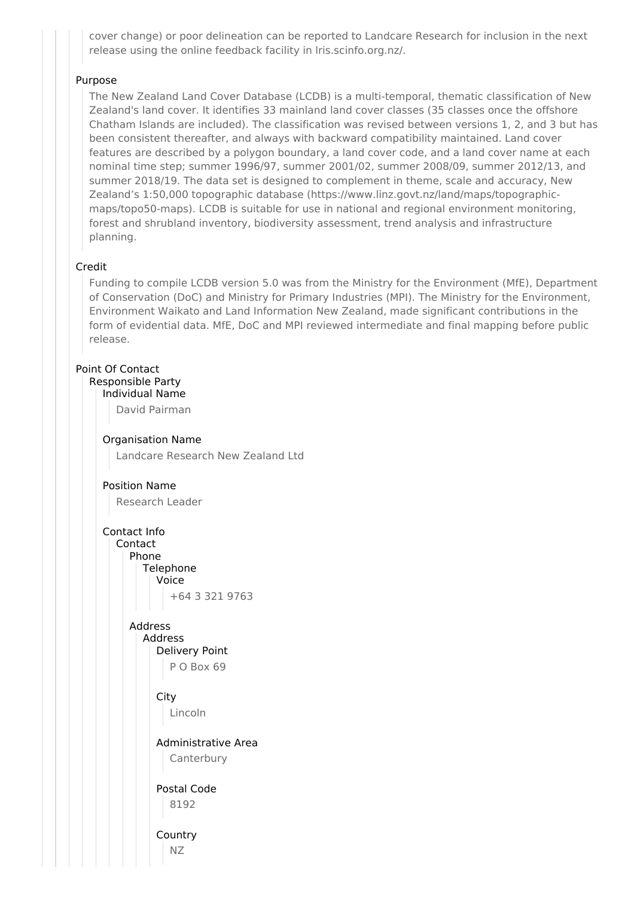cover change) or poor delineation can be reported to Landcare Research for inclusion in the next release using the online feedback facility in lris.scinfo.org.nz/.

### Purpose

The New Zealand Land Cover Database (LCDB) is a multi-temporal, thematic classification of New Zealand's land cover. It identifies 33 mainland land cover classes (35 classes once the offshore Chatham Islands are included). The classification was revised between versions 1, 2, and 3 but has been consistent thereafter, and always with backward compatibility maintained. Land cover features are described by a polygon boundary, a land cover code, and a land cover name at each nominal time step; summer 1996/97, summer 2001/02, summer 2008/09, summer 2012/13, and summer 2018/19. The data set is designed to complement in theme, scale and accuracy, New Zealand's 1:50,000 topographic database (https://www.linz.govt.nz/land/maps/topographic-maps/topo50-maps). LCDB is suitable for use in national and regional environment monitoring, forest and shrubland inventory, biodiversity assessment, trend analysis and infrastructure planning.

### Credit

Funding to compile LCDB version 5.0 was from the Ministry for the Environment (MfE), Department of Conservation (DoC) and Ministry for Primary Industries (MPI). The Ministry for the Environment, Environment Waikato and Land Information New Zealand, made significant contributions in the form of evidential data. MfE, DoC and MPI reviewed intermediate and final mapping before public release.

### Point Of Contact

- Responsible Party
  - Individual Name
    - David Pairman
  - Organisation Name
    - Landcare Research New Zealand Ltd
  - Position Name
    - Research Leader
  - Contact Info
    - Contact
      - Phone
        - Telephone
          - Voice
            - +64 3 321 9763
      - Address
        - Address
          - Delivery Point
            - P O Box 69
          - City
            - Lincoln
          - Administrative Area
            - Canterbury
          - Postal Code
            - 8192
          - Country
            - NZ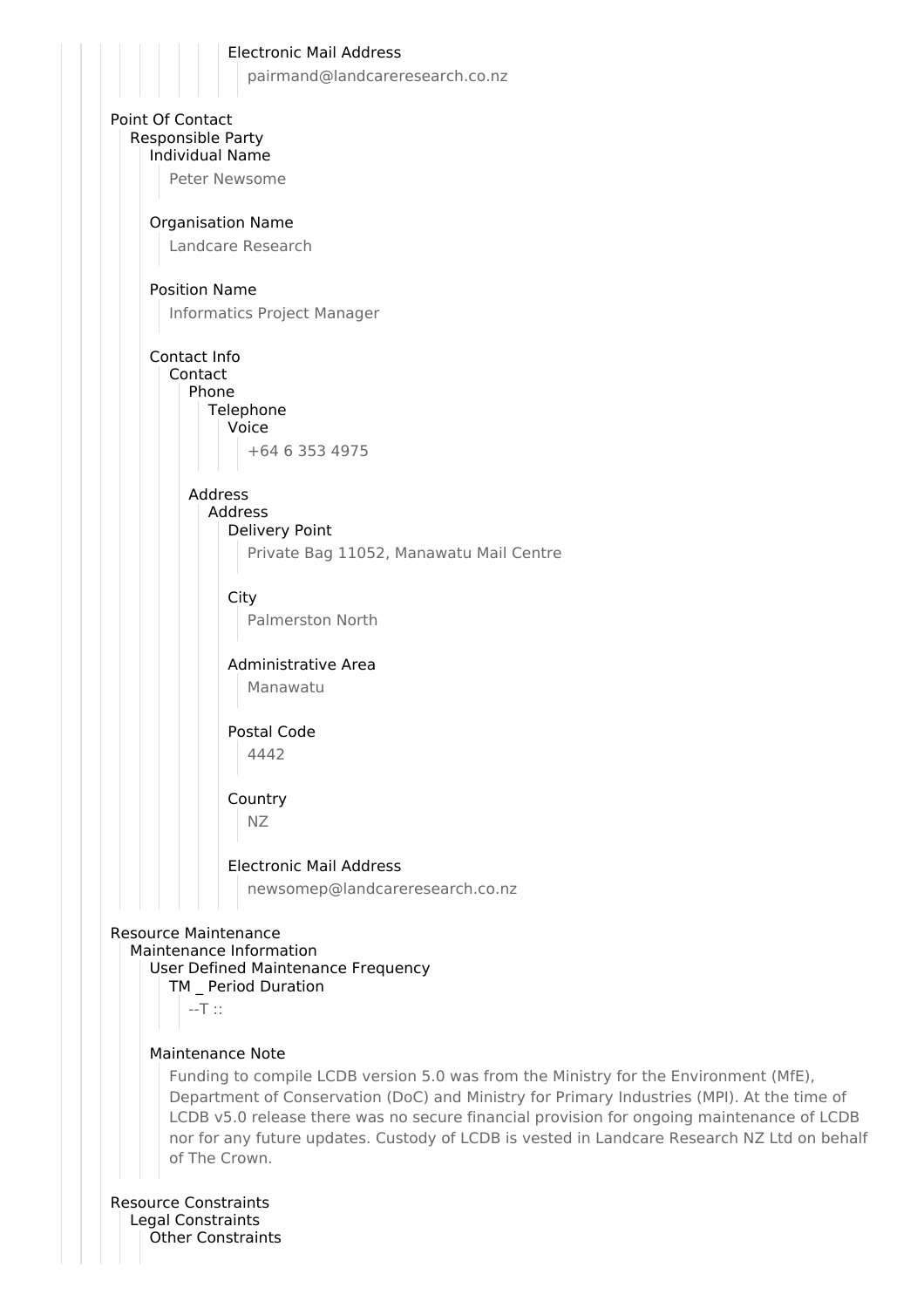Electronic Mail Address

pairmand@landcareresearch.co.nz

Point Of Contact

Responsible Party

Individual Name

Peter Newsome

Organisation Name

Landcare Research

Position Name

Informatics Project Manager

Contact Info

Contact

Phone

Telephone

Voice

+64 6 353 4975

Address

Address

Delivery Point

Private Bag 11052, Manawatu Mail Centre

City

Palmerston North

Administrative Area

Manawatu

Postal Code

4442

Country

NZ

Electronic Mail Address

newsomep@landcareresearch.co.nz

Resource Maintenance

Maintenance Information

User Defined Maintenance Frequency

TM _ Period Duration

--T ::

Maintenance Note

Funding to compile LCDB version 5.0 was from the Ministry for the Environment (MfE), Department of Conservation (DoC) and Ministry for Primary Industries (MPI). At the time of LCDB v5.0 release there was no secure financial provision for ongoing maintenance of LCDB nor for any future updates. Custody of LCDB is vested in Landcare Research NZ Ltd on behalf of The Crown.

Resource Constraints

Legal Constraints

Other Constraints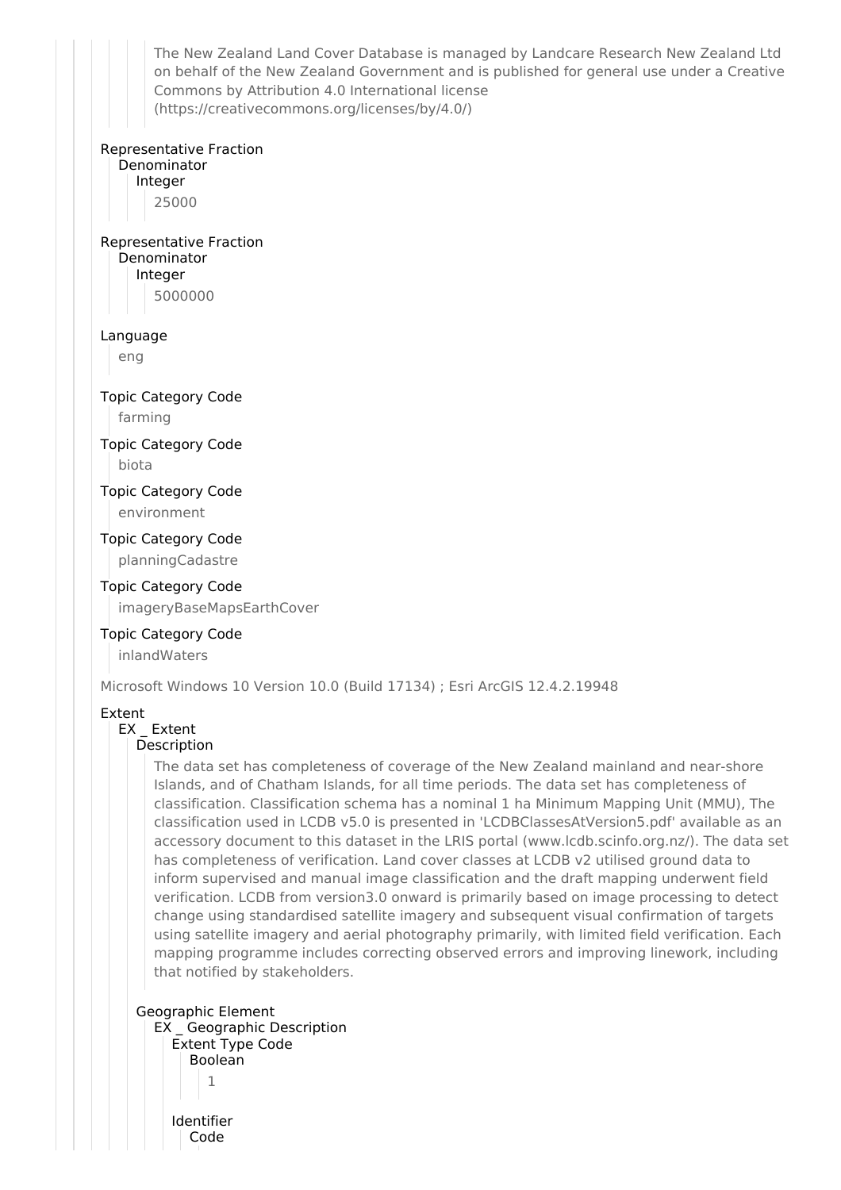The New Zealand Land Cover Database is managed by Landcare Research New Zealand Ltd on behalf of the New Zealand Government and is published for general use under a Creative Commons by Attribution 4.0 International license (https://creativecommons.org/licenses/by/4.0/)

Representative Fraction
Denominator
Integer
25000

Representative Fraction
Denominator
Integer
5000000

Language
eng

Topic Category Code
farming

Topic Category Code
biota

Topic Category Code
environment

Topic Category Code
planningCadastre

Topic Category Code
imageryBaseMapsEarthCover

Topic Category Code
inlandWaters

Microsoft Windows 10 Version 10.0 (Build 17134) ; Esri ArcGIS 12.4.2.19948

Extent
EX _ Extent
Description

The data set has completeness of coverage of the New Zealand mainland and near-shore Islands, and of Chatham Islands, for all time periods. The data set has completeness of classification. Classification schema has a nominal 1 ha Minimum Mapping Unit (MMU), The classification used in LCDB v5.0 is presented in 'LCDBClassesAtVersion5.pdf' available as an accessory document to this dataset in the LRIS portal (www.lcdb.scinfo.org.nz/). The data set has completeness of verification. Land cover classes at LCDB v2 utilised ground data to inform supervised and manual image classification and the draft mapping underwent field verification. LCDB from version3.0 onward is primarily based on image processing to detect change using standardised satellite imagery and subsequent visual confirmation of targets using satellite imagery and aerial photography primarily, with limited field verification. Each mapping programme includes correcting observed errors and improving linework, including that notified by stakeholders.

Geographic Element
EX _ Geographic Description
Extent Type Code
Boolean
1

Identifier
Code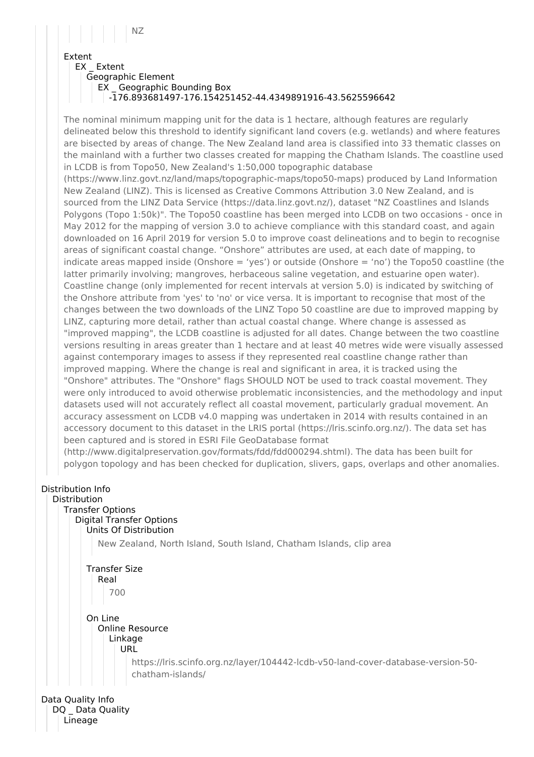NZ

Extent
EX _ Extent
Geographic Element
EX _ Geographic Bounding Box
-176.893681497-176.154251452-44.4349891916-43.5625596642

The nominal minimum mapping unit for the data is 1 hectare, although features are regularly delineated below this threshold to identify significant land covers (e.g. wetlands) and where features are bisected by areas of change. The New Zealand land area is classified into 33 thematic classes on the mainland with a further two classes created for mapping the Chatham Islands. The coastline used in LCDB is from Topo50, New Zealand's 1:50,000 topographic database (https://www.linz.govt.nz/land/maps/topographic-maps/topo50-maps) produced by Land Information New Zealand (LINZ). This is licensed as Creative Commons Attribution 3.0 New Zealand, and is sourced from the LINZ Data Service (https://data.linz.govt.nz/), dataset "NZ Coastlines and Islands Polygons (Topo 1:50k)". The Topo50 coastline has been merged into LCDB on two occasions - once in May 2012 for the mapping of version 3.0 to achieve compliance with this standard coast, and again downloaded on 16 April 2019 for version 5.0 to improve coast delineations and to begin to recognise areas of significant coastal change. “Onshore” attributes are used, at each date of mapping, to indicate areas mapped inside (Onshore = ‘yes’) or outside (Onshore = ‘no’) the Topo50 coastline (the latter primarily involving; mangroves, herbaceous saline vegetation, and estuarine open water). Coastline change (only implemented for recent intervals at version 5.0) is indicated by switching of the Onshore attribute from 'yes' to 'no' or vice versa. It is important to recognise that most of the changes between the two downloads of the LINZ Topo 50 coastline are due to improved mapping by LINZ, capturing more detail, rather than actual coastal change. Where change is assessed as "improved mapping", the LCDB coastline is adjusted for all dates. Change between the two coastline versions resulting in areas greater than 1 hectare and at least 40 metres wide were visually assessed against contemporary images to assess if they represented real coastline change rather than improved mapping. Where the change is real and significant in area, it is tracked using the "Onshore" attributes. The "Onshore" flags SHOULD NOT be used to track coastal movement. They were only introduced to avoid otherwise problematic inconsistencies, and the methodology and input datasets used will not accurately reflect all coastal movement, particularly gradual movement. An accuracy assessment on LCDB v4.0 mapping was undertaken in 2014 with results contained in an accessory document to this dataset in the LRIS portal (https://lris.scinfo.org.nz/). The data set has been captured and is stored in ESRI File GeoDatabase format (http://www.digitalpreservation.gov/formats/fdd/fdd000294.shtml). The data has been built for polygon topology and has been checked for duplication, slivers, gaps, overlaps and other anomalies.

Distribution Info
Distribution
Transfer Options
Digital Transfer Options
Units Of Distribution

New Zealand, North Island, South Island, Chatham Islands, clip area

Transfer Size
Real

700

On Line
Online Resource
Linkage
URL

https://lris.scinfo.org.nz/layer/104442-lcdb-v50-land-cover-database-version-50-chatham-islands/

Data Quality Info
DQ _ Data Quality
Lineage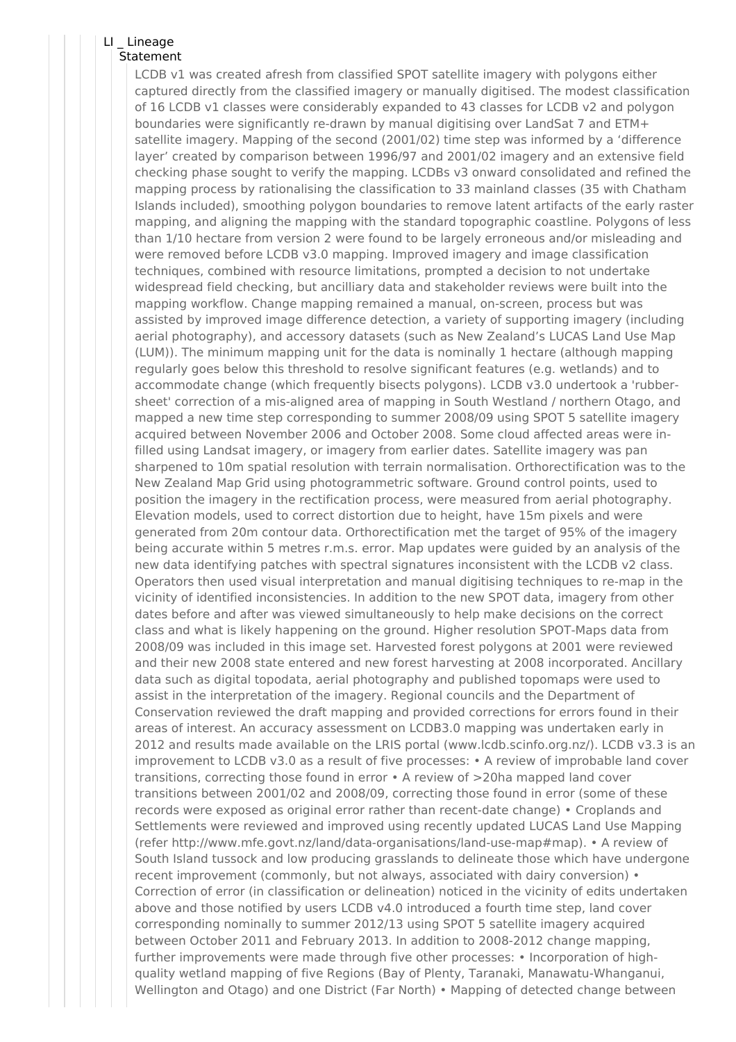LI _ Lineage

Statement

LCDB v1 was created afresh from classified SPOT satellite imagery with polygons either captured directly from the classified imagery or manually digitised. The modest classification of 16 LCDB v1 classes were considerably expanded to 43 classes for LCDB v2 and polygon boundaries were significantly re-drawn by manual digitising over LandSat 7 and ETM+ satellite imagery. Mapping of the second (2001/02) time step was informed by a 'difference layer' created by comparison between 1996/97 and 2001/02 imagery and an extensive field checking phase sought to verify the mapping. LCDBs v3 onward consolidated and refined the mapping process by rationalising the classification to 33 mainland classes (35 with Chatham Islands included), smoothing polygon boundaries to remove latent artifacts of the early raster mapping, and aligning the mapping with the standard topographic coastline. Polygons of less than 1/10 hectare from version 2 were found to be largely erroneous and/or misleading and were removed before LCDB v3.0 mapping. Improved imagery and image classification techniques, combined with resource limitations, prompted a decision to not undertake widespread field checking, but ancilliary data and stakeholder reviews were built into the mapping workflow. Change mapping remained a manual, on-screen, process but was assisted by improved image difference detection, a variety of supporting imagery (including aerial photography), and accessory datasets (such as New Zealand's LUCAS Land Use Map (LUM)). The minimum mapping unit for the data is nominally 1 hectare (although mapping regularly goes below this threshold to resolve significant features (e.g. wetlands) and to accommodate change (which frequently bisects polygons). LCDB v3.0 undertook a 'rubber-sheet' correction of a mis-aligned area of mapping in South Westland / northern Otago, and mapped a new time step corresponding to summer 2008/09 using SPOT 5 satellite imagery acquired between November 2006 and October 2008. Some cloud affected areas were in-filled using Landsat imagery, or imagery from earlier dates. Satellite imagery was pan sharpened to 10m spatial resolution with terrain normalisation. Orthorectification was to the New Zealand Map Grid using photogrammetric software. Ground control points, used to position the imagery in the rectification process, were measured from aerial photography. Elevation models, used to correct distortion due to height, have 15m pixels and were generated from 20m contour data. Orthorectification met the target of 95% of the imagery being accurate within 5 metres r.m.s. error. Map updates were guided by an analysis of the new data identifying patches with spectral signatures inconsistent with the LCDB v2 class. Operators then used visual interpretation and manual digitising techniques to re-map in the vicinity of identified inconsistencies. In addition to the new SPOT data, imagery from other dates before and after was viewed simultaneously to help make decisions on the correct class and what is likely happening on the ground. Higher resolution SPOT-Maps data from 2008/09 was included in this image set. Harvested forest polygons at 2001 were reviewed and their new 2008 state entered and new forest harvesting at 2008 incorporated. Ancillary data such as digital topodata, aerial photography and published topomaps were used to assist in the interpretation of the imagery. Regional councils and the Department of Conservation reviewed the draft mapping and provided corrections for errors found in their areas of interest. An accuracy assessment on LCDB3.0 mapping was undertaken early in 2012 and results made available on the LRIS portal (www.lcdb.scinfo.org.nz/). LCDB v3.3 is an improvement to LCDB v3.0 as a result of five processes: • A review of improbable land cover transitions, correcting those found in error • A review of >20ha mapped land cover transitions between 2001/02 and 2008/09, correcting those found in error (some of these records were exposed as original error rather than recent-date change) • Croplands and Settlements were reviewed and improved using recently updated LUCAS Land Use Mapping (refer http://www.mfe.govt.nz/land/data-organisations/land-use-map#map). • A review of South Island tussock and low producing grasslands to delineate those which have undergone recent improvement (commonly, but not always, associated with dairy conversion) • Correction of error (in classification or delineation) noticed in the vicinity of edits undertaken above and those notified by users LCDB v4.0 introduced a fourth time step, land cover corresponding nominally to summer 2012/13 using SPOT 5 satellite imagery acquired between October 2011 and February 2013. In addition to 2008-2012 change mapping, further improvements were made through five other processes: • Incorporation of high-quality wetland mapping of five Regions (Bay of Plenty, Taranaki, Manawatu-Whanganui, Wellington and Otago) and one District (Far North) • Mapping of detected change between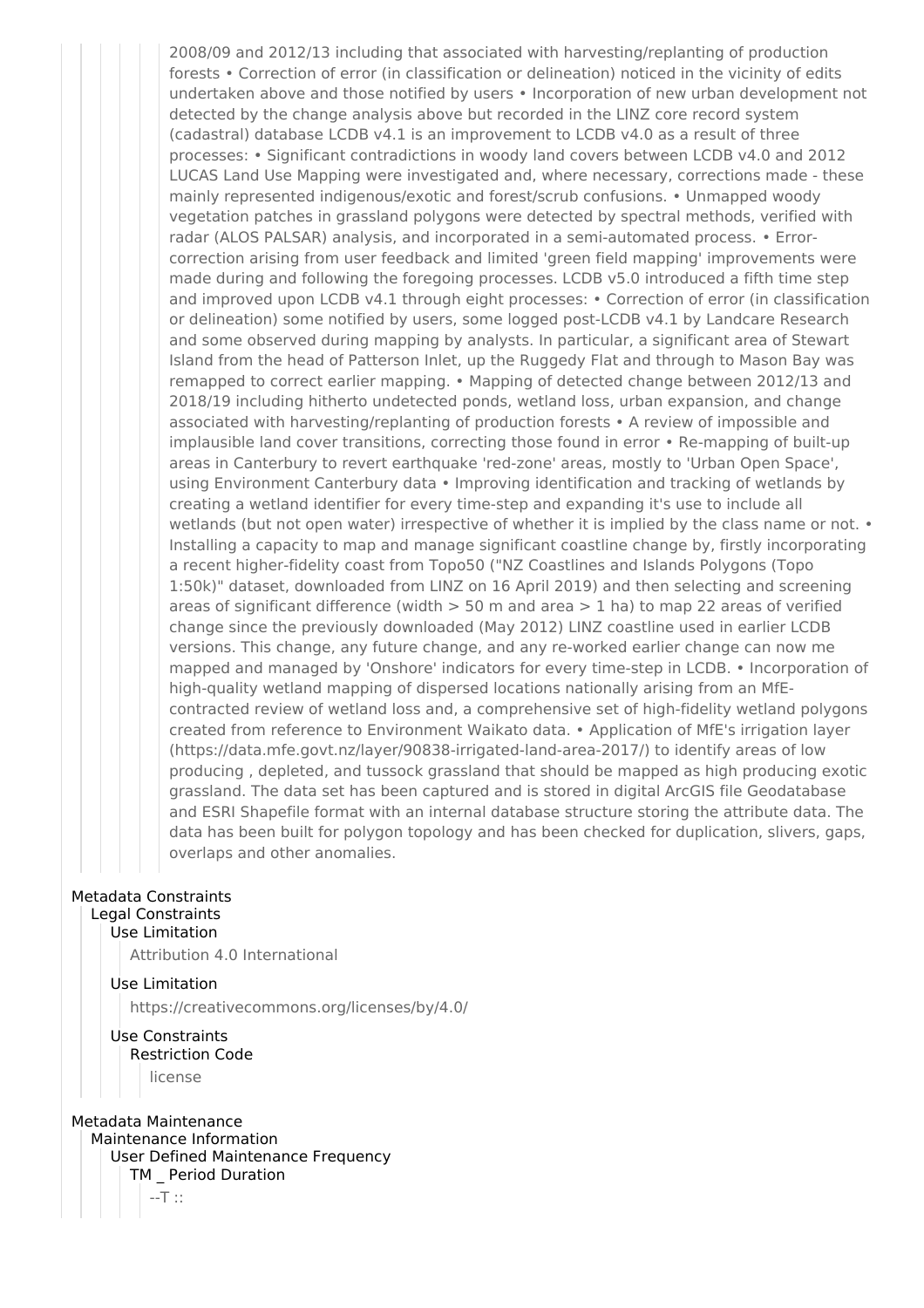2008/09 and 2012/13 including that associated with harvesting/replanting of production forests • Correction of error (in classification or delineation) noticed in the vicinity of edits undertaken above and those notified by users • Incorporation of new urban development not detected by the change analysis above but recorded in the LINZ core record system (cadastral) database LCDB v4.1 is an improvement to LCDB v4.0 as a result of three processes: • Significant contradictions in woody land covers between LCDB v4.0 and 2012 LUCAS Land Use Mapping were investigated and, where necessary, corrections made - these mainly represented indigenous/exotic and forest/scrub confusions. • Unmapped woody vegetation patches in grassland polygons were detected by spectral methods, verified with radar (ALOS PALSAR) analysis, and incorporated in a semi-automated process. • Error-correction arising from user feedback and limited 'green field mapping' improvements were made during and following the foregoing processes. LCDB v5.0 introduced a fifth time step and improved upon LCDB v4.1 through eight processes: • Correction of error (in classification or delineation) some notified by users, some logged post-LCDB v4.1 by Landcare Research and some observed during mapping by analysts. In particular, a significant area of Stewart Island from the head of Patterson Inlet, up the Ruggedy Flat and through to Mason Bay was remapped to correct earlier mapping. • Mapping of detected change between 2012/13 and 2018/19 including hitherto undetected ponds, wetland loss, urban expansion, and change associated with harvesting/replanting of production forests • A review of impossible and implausible land cover transitions, correcting those found in error • Re-mapping of built-up areas in Canterbury to revert earthquake 'red-zone' areas, mostly to 'Urban Open Space', using Environment Canterbury data • Improving identification and tracking of wetlands by creating a wetland identifier for every time-step and expanding it's use to include all wetlands (but not open water) irrespective of whether it is implied by the class name or not. • Installing a capacity to map and manage significant coastline change by, firstly incorporating a recent higher-fidelity coast from Topo50 ("NZ Coastlines and Islands Polygons (Topo 1:50k)" dataset, downloaded from LINZ on 16 April 2019) and then selecting and screening areas of significant difference (width > 50 m and area > 1 ha) to map 22 areas of verified change since the previously downloaded (May 2012) LINZ coastline used in earlier LCDB versions. This change, any future change, and any re-worked earlier change can now me mapped and managed by 'Onshore' indicators for every time-step in LCDB. • Incorporation of high-quality wetland mapping of dispersed locations nationally arising from an MfE-contracted review of wetland loss and, a comprehensive set of high-fidelity wetland polygons created from reference to Environment Waikato data. • Application of MfE's irrigation layer (https://data.mfe.govt.nz/layer/90838-irrigated-land-area-2017/) to identify areas of low producing , depleted, and tussock grassland that should be mapped as high producing exotic grassland. The data set has been captured and is stored in digital ArcGIS file Geodatabase and ESRI Shapefile format with an internal database structure storing the attribute data. The data has been built for polygon topology and has been checked for duplication, slivers, gaps, overlaps and other anomalies.

Metadata Constraints
Legal Constraints
Use Limitation
Attribution 4.0 International

Use Limitation
https://creativecommons.org/licenses/by/4.0/

Use Constraints
Restriction Code
license

Metadata Maintenance
Maintenance Information
User Defined Maintenance Frequency
TM _ Period Duration
--T ::